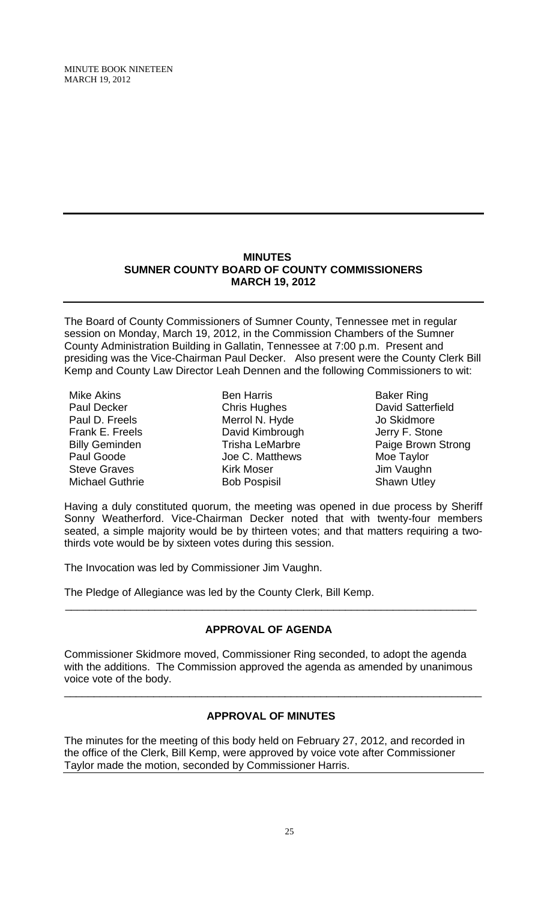MINUTE BOOK NINETEEN
MARCH 19, 2012

## MINUTES
## SUMNER COUNTY BOARD OF COUNTY COMMISSIONERS
## MARCH 19, 2012

The Board of County Commissioners of Sumner County, Tennessee met in regular session on Monday, March 19, 2012, in the Commission Chambers of the Sumner County Administration Building in Gallatin, Tennessee at 7:00 p.m. Present and presiding was the Vice-Chairman Paul Decker. Also present were the County Clerk Bill Kemp and County Law Director Leah Dennen and the following Commissioners to wit:

| | | |
|---|---|---|
| Mike Akins | Ben Harris | Baker Ring |
| Paul Decker | Chris Hughes | David Satterfield |
| Paul D. Freels | Merrol N. Hyde | Jo Skidmore |
| Frank E. Freels | David Kimbrough | Jerry F. Stone |
| Billy Geminden | Trisha LeMarbre | Paige Brown Strong |
| Paul Goode | Joe C. Matthews | Moe Taylor |
| Steve Graves | Kirk Moser | Jim Vaughn |
| Michael Guthrie | Bob Pospisil | Shawn Utley |

Having a duly constituted quorum, the meeting was opened in due process by Sheriff Sonny Weatherford. Vice-Chairman Decker noted that with twenty-four members seated, a simple majority would be by thirteen votes; and that matters requiring a two-thirds vote would be by sixteen votes during this session.

The Invocation was led by Commissioner Jim Vaughn.

The Pledge of Allegiance was led by the County Clerk, Bill Kemp.

---

### APPROVAL OF AGENDA

Commissioner Skidmore moved, Commissioner Ring seconded, to adopt the agenda with the additions. The Commission approved the agenda as amended by unanimous voice vote of the body.

---

### APPROVAL OF MINUTES

The minutes for the meeting of this body held on February 27, 2012, and recorded in the office of the Clerk, Bill Kemp, were approved by voice vote after Commissioner Taylor made the motion, seconded by Commissioner Harris.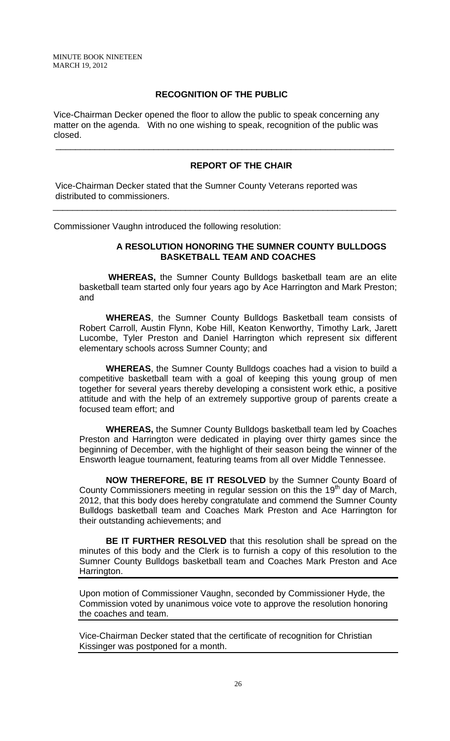## RECOGNITION OF THE PUBLIC

Vice-Chairman Decker opened the floor to allow the public to speak concerning any matter on the agenda. With no one wishing to speak, recognition of the public was closed.

---

## REPORT OF THE CHAIR

Vice-Chairman Decker stated that the Sumner County Veterans reported was distributed to commissioners.

---

Commissioner Vaughn introduced the following resolution:

### A RESOLUTION HONORING THE SUMNER COUNTY BULLDOGS BASKETBALL TEAM AND COACHES

**WHEREAS,** the Sumner County Bulldogs basketball team are an elite basketball team started only four years ago by Ace Harrington and Mark Preston; and

**WHEREAS**, the Sumner County Bulldogs Basketball team consists of Robert Carroll, Austin Flynn, Kobe Hill, Keaton Kenworthy, Timothy Lark, Jarett Lucombe, Tyler Preston and Daniel Harrington which represent six different elementary schools across Sumner County; and

**WHEREAS**, the Sumner County Bulldogs coaches had a vision to build a competitive basketball team with a goal of keeping this young group of men together for several years thereby developing a consistent work ethic, a positive attitude and with the help of an extremely supportive group of parents create a focused team effort; and

**WHEREAS,** the Sumner County Bulldogs basketball team led by Coaches Preston and Harrington were dedicated in playing over thirty games since the beginning of December, with the highlight of their season being the winner of the Ensworth league tournament, featuring teams from all over Middle Tennessee.

**NOW THEREFORE, BE IT RESOLVED** by the Sumner County Board of County Commissioners meeting in regular session on this the 19th day of March, 2012, that this body does hereby congratulate and commend the Sumner County Bulldogs basketball team and Coaches Mark Preston and Ace Harrington for their outstanding achievements; and

**BE IT FURTHER RESOLVED** that this resolution shall be spread on the minutes of this body and the Clerk is to furnish a copy of this resolution to the Sumner County Bulldogs basketball team and Coaches Mark Preston and Ace Harrington.

---

Upon motion of Commissioner Vaughn, seconded by Commissioner Hyde, the Commission voted by unanimous voice vote to approve the resolution honoring the coaches and team.

---

Vice-Chairman Decker stated that the certificate of recognition for Christian Kissinger was postponed for a month.

---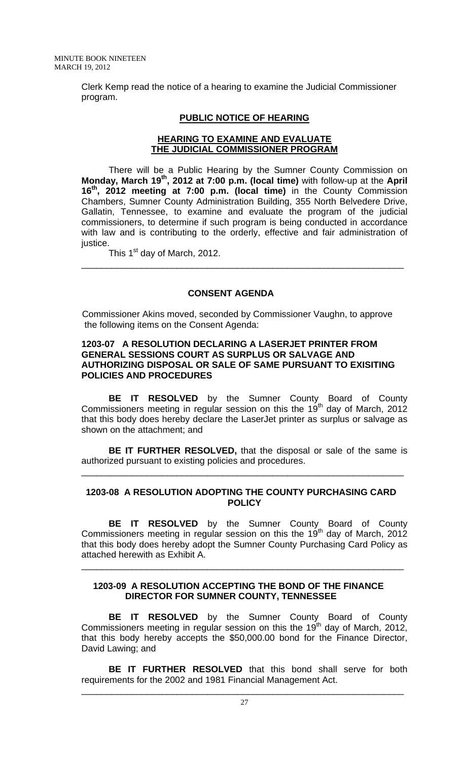Clerk Kemp read the notice of a hearing to examine the Judicial Commissioner program.

**PUBLIC NOTICE OF HEARING**

**HEARING TO EXAMINE AND EVALUATE THE JUDICIAL COMMISSIONER PROGRAM**

There will be a Public Hearing by the Sumner County Commission on **Monday, March 19th, 2012 at 7:00 p.m. (local time)** with follow-up at the **April 16th, 2012 meeting at 7:00 p.m. (local time)** in the County Commission Chambers, Sumner County Administration Building, 355 North Belvedere Drive, Gallatin, Tennessee, to examine and evaluate the program of the judicial commissioners, to determine if such program is being conducted in accordance with law and is contributing to the orderly, effective and fair administration of justice.

This 1st day of March, 2012.

---

**CONSENT AGENDA**

Commissioner Akins moved, seconded by Commissioner Vaughn, to approve the following items on the Consent Agenda:

**1203-07 A RESOLUTION DECLARING A LASERJET PRINTER FROM GENERAL SESSIONS COURT AS SURPLUS OR SALVAGE AND AUTHORIZING DISPOSAL OR SALE OF SAME PURSUANT TO EXISITING POLICIES AND PROCEDURES**

**BE IT RESOLVED** by the Sumner County Board of County Commissioners meeting in regular session on this the 19th day of March, 2012 that this body does hereby declare the LaserJet printer as surplus or salvage as shown on the attachment; and

**BE IT FURTHER RESOLVED,** that the disposal or sale of the same is authorized pursuant to existing policies and procedures.

---

**1203-08 A RESOLUTION ADOPTING THE COUNTY PURCHASING CARD POLICY**

**BE IT RESOLVED** by the Sumner County Board of County Commissioners meeting in regular session on this the 19th day of March, 2012 that this body does hereby adopt the Sumner County Purchasing Card Policy as attached herewith as Exhibit A.

---

**1203-09 A RESOLUTION ACCEPTING THE BOND OF THE FINANCE DIRECTOR FOR SUMNER COUNTY, TENNESSEE**

**BE IT RESOLVED** by the Sumner County Board of County Commissioners meeting in regular session on this the 19th day of March, 2012, that this body hereby accepts the $50,000.00 bond for the Finance Director, David Lawing; and

**BE IT FURTHER RESOLVED** that this bond shall serve for both requirements for the 2002 and 1981 Financial Management Act.

---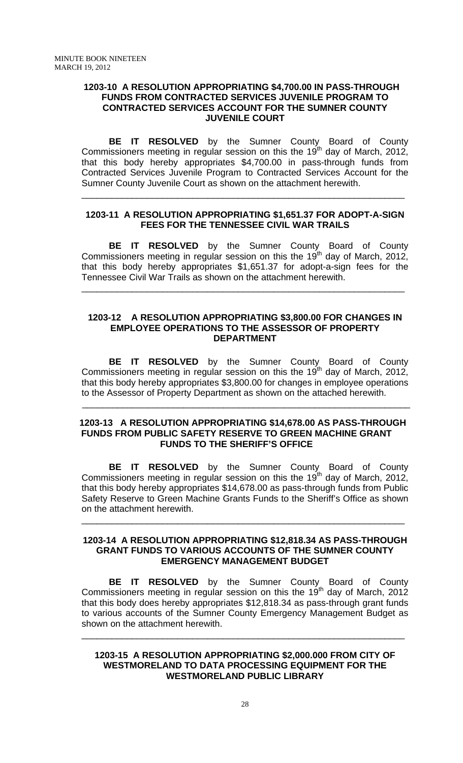**1203-10 A RESOLUTION APPROPRIATING $4,700.00 IN PASS-THROUGH FUNDS FROM CONTRACTED SERVICES JUVENILE PROGRAM TO CONTRACTED SERVICES ACCOUNT FOR THE SUMNER COUNTY JUVENILE COURT**

**BE IT RESOLVED** by the Sumner County Board of County Commissioners meeting in regular session on this the 19th day of March, 2012, that this body hereby appropriates $4,700.00 in pass-through funds from Contracted Services Juvenile Program to Contracted Services Account for the Sumner County Juvenile Court as shown on the attachment herewith.

---

**1203-11 A RESOLUTION APPROPRIATING $1,651.37 FOR ADOPT-A-SIGN FEES FOR THE TENNESSEE CIVIL WAR TRAILS**

**BE IT RESOLVED** by the Sumner County Board of County Commissioners meeting in regular session on this the 19th day of March, 2012, that this body hereby appropriates $1,651.37 for adopt-a-sign fees for the Tennessee Civil War Trails as shown on the attachment herewith.

---

**1203-12 A RESOLUTION APPROPRIATING $3,800.00 FOR CHANGES IN EMPLOYEE OPERATIONS TO THE ASSESSOR OF PROPERTY DEPARTMENT**

**BE IT RESOLVED** by the Sumner County Board of County Commissioners meeting in regular session on this the 19th day of March, 2012, that this body hereby appropriates $3,800.00 for changes in employee operations to the Assessor of Property Department as shown on the attached herewith.

---

**1203-13 A RESOLUTION APPROPRIATING $14,678.00 AS PASS-THROUGH FUNDS FROM PUBLIC SAFETY RESERVE TO GREEN MACHINE GRANT FUNDS TO THE SHERIFF'S OFFICE**

**BE IT RESOLVED** by the Sumner County Board of County Commissioners meeting in regular session on this the 19th day of March, 2012, that this body hereby appropriates $14,678.00 as pass-through funds from Public Safety Reserve to Green Machine Grants Funds to the Sheriff's Office as shown on the attachment herewith.

---

**1203-14 A RESOLUTION APPROPRIATING $12,818.34 AS PASS-THROUGH GRANT FUNDS TO VARIOUS ACCOUNTS OF THE SUMNER COUNTY EMERGENCY MANAGEMENT BUDGET**

**BE IT RESOLVED** by the Sumner County Board of County Commissioners meeting in regular session on this the 19th day of March, 2012 that this body does hereby appropriates $12,818.34 as pass-through grant funds to various accounts of the Sumner County Emergency Management Budget as shown on the attachment herewith.

---

**1203-15 A RESOLUTION APPROPRIATING $2,000.000 FROM CITY OF WESTMORELAND TO DATA PROCESSING EQUIPMENT FOR THE WESTMORELAND PUBLIC LIBRARY**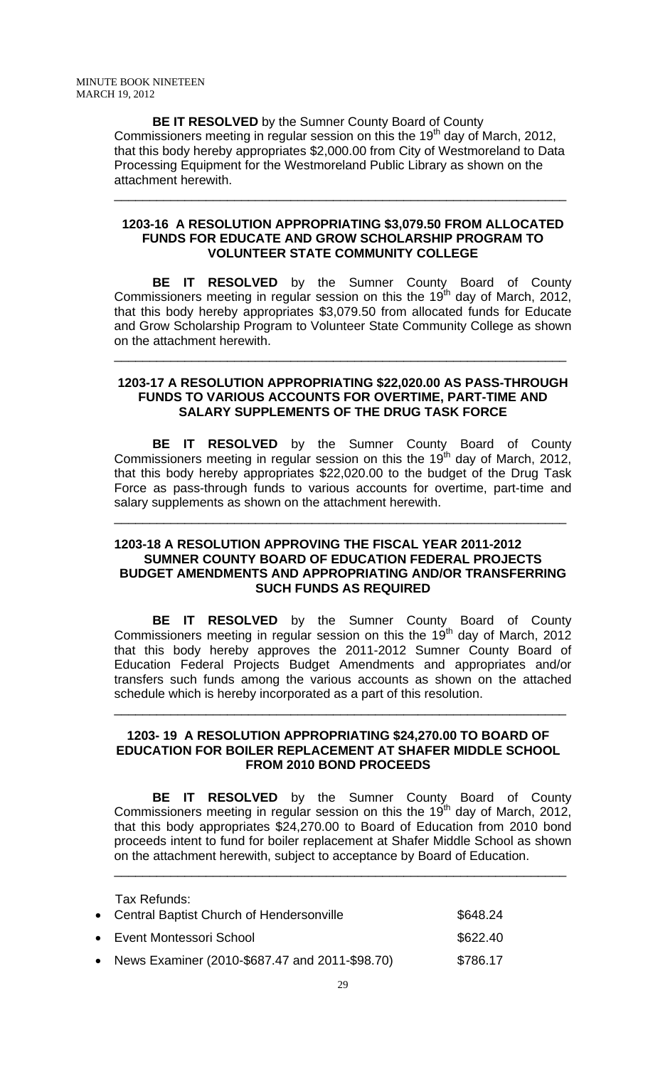**BE IT RESOLVED** by the Sumner County Board of County Commissioners meeting in regular session on this the 19th day of March, 2012, that this body hereby appropriates $2,000.00 from City of Westmoreland to Data Processing Equipment for the Westmoreland Public Library as shown on the attachment herewith.

---

### 1203-16 A RESOLUTION APPROPRIATING $3,079.50 FROM ALLOCATED FUNDS FOR EDUCATE AND GROW SCHOLARSHIP PROGRAM TO VOLUNTEER STATE COMMUNITY COLLEGE

**BE IT RESOLVED** by the Sumner County Board of County Commissioners meeting in regular session on this the 19th day of March, 2012, that this body hereby appropriates $3,079.50 from allocated funds for Educate and Grow Scholarship Program to Volunteer State Community College as shown on the attachment herewith.

---

### 1203-17 A RESOLUTION APPROPRIATING $22,020.00 AS PASS-THROUGH FUNDS TO VARIOUS ACCOUNTS FOR OVERTIME, PART-TIME AND SALARY SUPPLEMENTS OF THE DRUG TASK FORCE

**BE IT RESOLVED** by the Sumner County Board of County Commissioners meeting in regular session on this the 19th day of March, 2012, that this body hereby appropriates $22,020.00 to the budget of the Drug Task Force as pass-through funds to various accounts for overtime, part-time and salary supplements as shown on the attachment herewith.

---

### 1203-18 A RESOLUTION APPROVING THE FISCAL YEAR 2011-2012 SUMNER COUNTY BOARD OF EDUCATION FEDERAL PROJECTS BUDGET AMENDMENTS AND APPROPRIATING AND/OR TRANSFERRING SUCH FUNDS AS REQUIRED

**BE IT RESOLVED** by the Sumner County Board of County Commissioners meeting in regular session on this the 19th day of March, 2012 that this body hereby approves the 2011-2012 Sumner County Board of Education Federal Projects Budget Amendments and appropriates and/or transfers such funds among the various accounts as shown on the attached schedule which is hereby incorporated as a part of this resolution.

---

### 1203- 19 A RESOLUTION APPROPRIATING $24,270.00 TO BOARD OF EDUCATION FOR BOILER REPLACEMENT AT SHAFER MIDDLE SCHOOL FROM 2010 BOND PROCEEDS

**BE IT RESOLVED** by the Sumner County Board of County Commissioners meeting in regular session on this the 19th day of March, 2012, that this body appropriates $24,270.00 to Board of Education from 2010 bond proceeds intent to fund for boiler replacement at Shafer Middle School as shown on the attachment herewith, subject to acceptance by Board of Education.

---

Tax Refunds:

| | |
|---|---|
| • Central Baptist Church of Hendersonville | $648.24 |
| • Event Montessori School | $622.40 |
| • News Examiner (2010-$687.47 and 2011-$98.70) | $786.17 |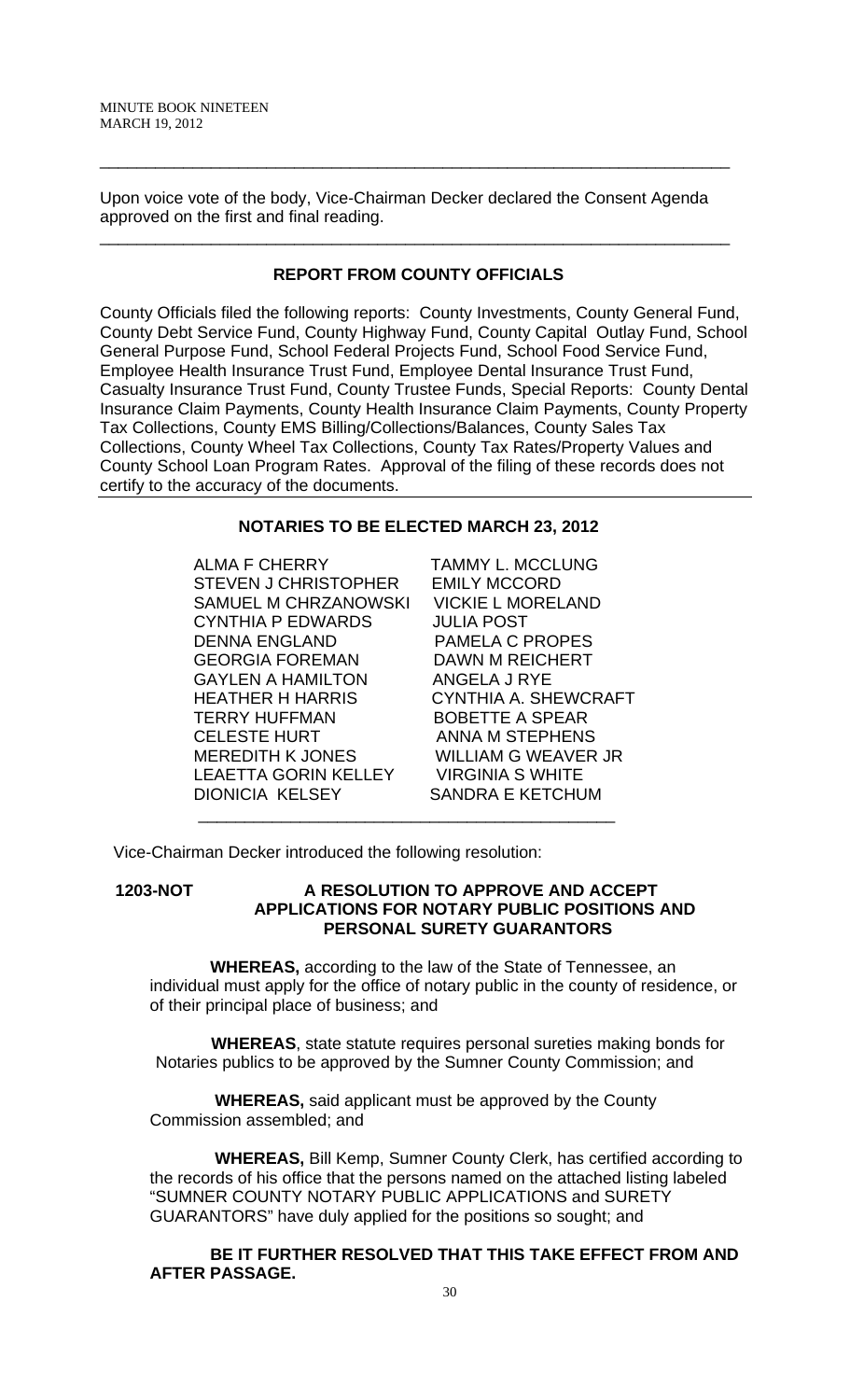Upon voice vote of the body, Vice-Chairman Decker declared the Consent Agenda approved on the first and final reading.

---

## REPORT FROM COUNTY OFFICIALS

County Officials filed the following reports: County Investments, County General Fund, County Debt Service Fund, County Highway Fund, County Capital Outlay Fund, School General Purpose Fund, School Federal Projects Fund, School Food Service Fund, Employee Health Insurance Trust Fund, Employee Dental Insurance Trust Fund, Casualty Insurance Trust Fund, County Trustee Funds, Special Reports: County Dental Insurance Claim Payments, County Health Insurance Claim Payments, County Property Tax Collections, County EMS Billing/Collections/Balances, County Sales Tax Collections, County Wheel Tax Collections, County Tax Rates/Property Values and County School Loan Program Rates. Approval of the filing of these records does not certify to the accuracy of the documents.

---

## NOTARIES TO BE ELECTED MARCH 23, 2012

| | |
|---|---|
| ALMA F CHERRY | TAMMY L. MCCLUNG |
| STEVEN J CHRISTOPHER | EMILY MCCORD |
| SAMUEL M CHRZANOWSKI | VICKIE L MORELAND |
| CYNTHIA P EDWARDS | JULIA POST |
| DENNA ENGLAND | PAMELA C PROPES |
| GEORGIA FOREMAN | DAWN M REICHERT |
| GAYLEN A HAMILTON | ANGELA J RYE |
| HEATHER H HARRIS | CYNTHIA A. SHEWCRAFT |
| TERRY HUFFMAN | BOBETTE A SPEAR |
| CELESTE HURT | ANNA M STEPHENS |
| MEREDITH K JONES | WILLIAM G WEAVER JR |
| LEAETTA GORIN KELLEY | VIRGINIA S WHITE |
| DIONICIA KELSEY | SANDRA E KETCHUM |

---

Vice-Chairman Decker introduced the following resolution:

**1203-NOT A RESOLUTION TO APPROVE AND ACCEPT APPLICATIONS FOR NOTARY PUBLIC POSITIONS AND PERSONAL SURETY GUARANTORS**

**WHEREAS,** according to the law of the State of Tennessee, an individual must apply for the office of notary public in the county of residence, or of their principal place of business; and

**WHEREAS**, state statute requires personal sureties making bonds for Notaries publics to be approved by the Sumner County Commission; and

**WHEREAS,** said applicant must be approved by the County Commission assembled; and

**WHEREAS,** Bill Kemp, Sumner County Clerk, has certified according to the records of his office that the persons named on the attached listing labeled "SUMNER COUNTY NOTARY PUBLIC APPLICATIONS and SURETY GUARANTORS" have duly applied for the positions so sought; and

**BE IT FURTHER RESOLVED THAT THIS TAKE EFFECT FROM AND AFTER PASSAGE.**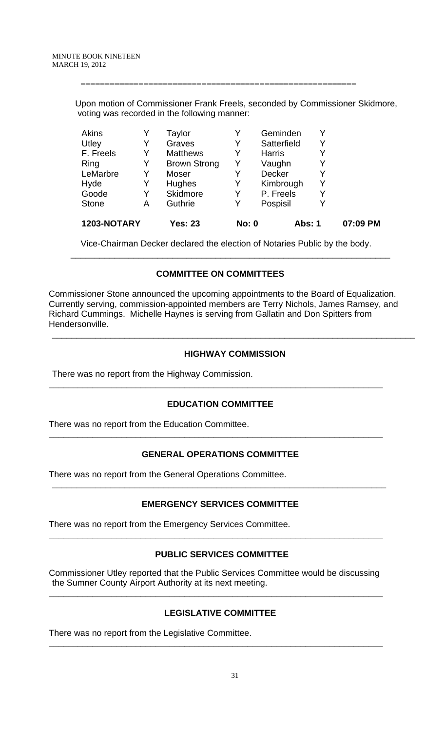---

Upon motion of Commissioner Frank Freels, seconded by Commissioner Skidmore, voting was recorded in the following manner:

| | | | | | |
|---|---|---|---|---|---|
| Akins | Y | Taylor | Y | Geminden | Y |
| Utley | Y | Graves | Y | Satterfield | Y |
| F. Freels | Y | Matthews | Y | Harris | Y |
| Ring | Y | Brown Strong | Y | Vaughn | Y |
| LeMarbre | Y | Moser | Y | Decker | Y |
| Hyde | Y | Hughes | Y | Kimbrough | Y |
| Goode | Y | Skidmore | Y | P. Freels | Y |
| Stone | A | Guthrie | Y | Pospisil | Y |

**1203-NOTARY** **Yes: 23** **No: 0** **Abs: 1** **07:09 PM**

Vice-Chairman Decker declared the election of Notaries Public by the body.

---

## COMMITTEE ON COMMITTEES

Commissioner Stone announced the upcoming appointments to the Board of Equalization. Currently serving, commission-appointed members are Terry Nichols, James Ramsey, and Richard Cummings. Michelle Haynes is serving from Gallatin and Don Spitters from Hendersonville.

---

## HIGHWAY COMMISSION

There was no report from the Highway Commission.

---

## EDUCATION COMMITTEE

There was no report from the Education Committee.

---

## GENERAL OPERATIONS COMMITTEE

There was no report from the General Operations Committee.

---

## EMERGENCY SERVICES COMMITTEE

There was no report from the Emergency Services Committee.

---

## PUBLIC SERVICES COMMITTEE

Commissioner Utley reported that the Public Services Committee would be discussing the Sumner County Airport Authority at its next meeting.

---

## LEGISLATIVE COMMITTEE

There was no report from the Legislative Committee.

---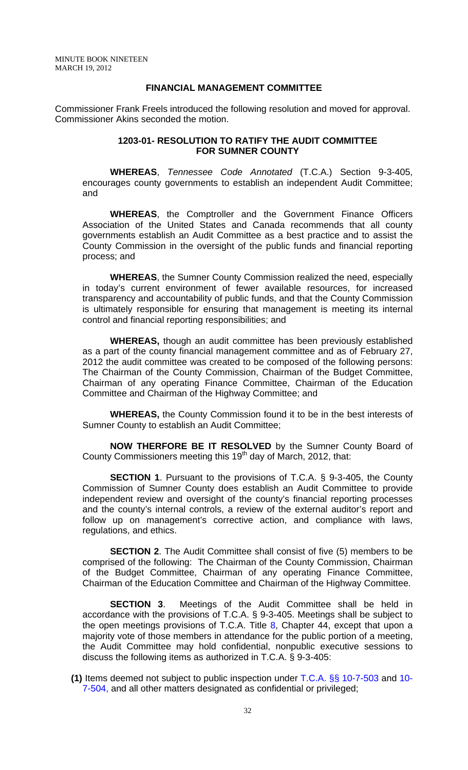## FINANCIAL MANAGEMENT COMMITTEE

Commissioner Frank Freels introduced the following resolution and moved for approval. Commissioner Akins seconded the motion.

### 1203-01- RESOLUTION TO RATIFY THE AUDIT COMMITTEE FOR SUMNER COUNTY

**WHEREAS**, *Tennessee Code Annotated* (T.C.A.) Section 9-3-405, encourages county governments to establish an independent Audit Committee; and

**WHEREAS**, the Comptroller and the Government Finance Officers Association of the United States and Canada recommends that all county governments establish an Audit Committee as a best practice and to assist the County Commission in the oversight of the public funds and financial reporting process; and

**WHEREAS**, the Sumner County Commission realized the need, especially in today's current environment of fewer available resources, for increased transparency and accountability of public funds, and that the County Commission is ultimately responsible for ensuring that management is meeting its internal control and financial reporting responsibilities; and

**WHEREAS,** though an audit committee has been previously established as a part of the county financial management committee and as of February 27, 2012 the audit committee was created to be composed of the following persons: The Chairman of the County Commission, Chairman of the Budget Committee, Chairman of any operating Finance Committee, Chairman of the Education Committee and Chairman of the Highway Committee; and

**WHEREAS,** the County Commission found it to be in the best interests of Sumner County to establish an Audit Committee;

**NOW THERFORE BE IT RESOLVED** by the Sumner County Board of County Commissioners meeting this 19th day of March, 2012, that:

**SECTION 1**. Pursuant to the provisions of T.C.A. § 9-3-405, the County Commission of Sumner County does establish an Audit Committee to provide independent review and oversight of the county's financial reporting processes and the county's internal controls, a review of the external auditor's report and follow up on management's corrective action, and compliance with laws, regulations, and ethics.

**SECTION 2**. The Audit Committee shall consist of five (5) members to be comprised of the following: The Chairman of the County Commission, Chairman of the Budget Committee, Chairman of any operating Finance Committee, Chairman of the Education Committee and Chairman of the Highway Committee.

**SECTION 3**. Meetings of the Audit Committee shall be held in accordance with the provisions of T.C.A. § 9-3-405. Meetings shall be subject to the open meetings provisions of T.C.A. Title 8, Chapter 44, except that upon a majority vote of those members in attendance for the public portion of a meeting, the Audit Committee may hold confidential, nonpublic executive sessions to discuss the following items as authorized in T.C.A. § 9-3-405:

**(1)** Items deemed not subject to public inspection under T.C.A. §§ 10-7-503 and 10-7-504, and all other matters designated as confidential or privileged;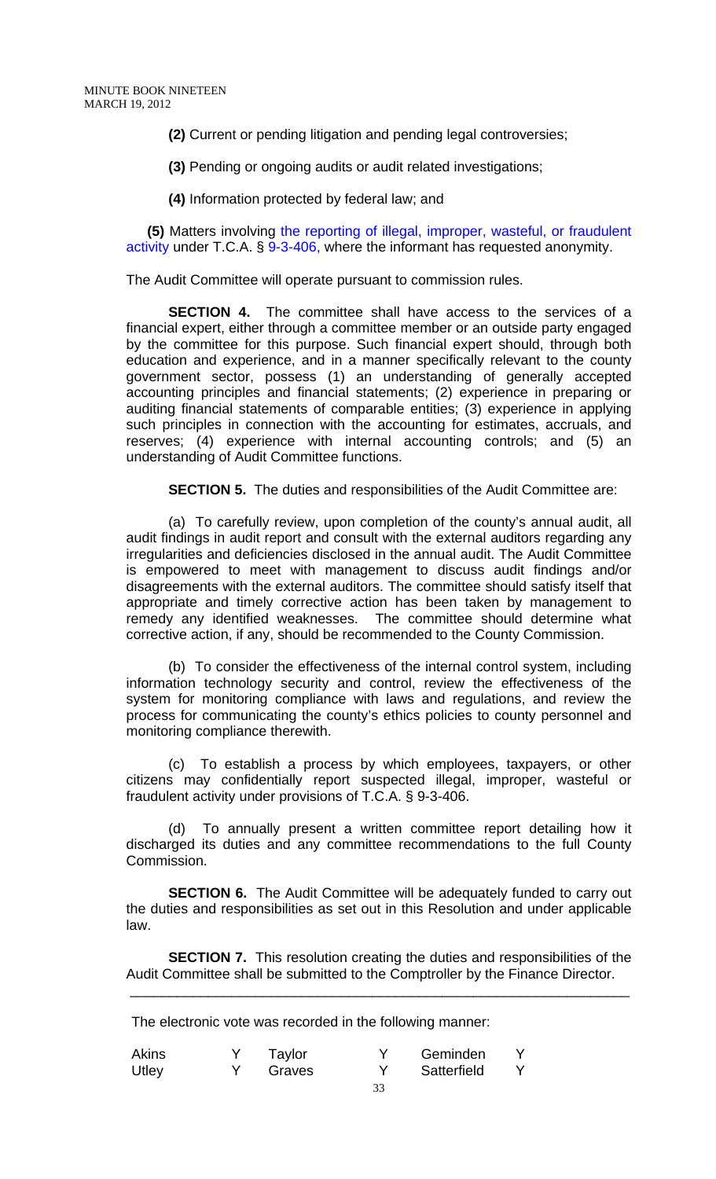**(2)** Current or pending litigation and pending legal controversies;

**(3)** Pending or ongoing audits or audit related investigations;

**(4)** Information protected by federal law; and

**(5)** Matters involving the reporting of illegal, improper, wasteful, or fraudulent activity under T.C.A. § 9-3-406, where the informant has requested anonymity.

The Audit Committee will operate pursuant to commission rules.

**SECTION 4.** The committee shall have access to the services of a financial expert, either through a committee member or an outside party engaged by the committee for this purpose. Such financial expert should, through both education and experience, and in a manner specifically relevant to the county government sector, possess (1) an understanding of generally accepted accounting principles and financial statements; (2) experience in preparing or auditing financial statements of comparable entities; (3) experience in applying such principles in connection with the accounting for estimates, accruals, and reserves; (4) experience with internal accounting controls; and (5) an understanding of Audit Committee functions.

**SECTION 5.** The duties and responsibilities of the Audit Committee are:

(a) To carefully review, upon completion of the county's annual audit, all audit findings in audit report and consult with the external auditors regarding any irregularities and deficiencies disclosed in the annual audit. The Audit Committee is empowered to meet with management to discuss audit findings and/or disagreements with the external auditors. The committee should satisfy itself that appropriate and timely corrective action has been taken by management to remedy any identified weaknesses. The committee should determine what corrective action, if any, should be recommended to the County Commission.

(b) To consider the effectiveness of the internal control system, including information technology security and control, review the effectiveness of the system for monitoring compliance with laws and regulations, and review the process for communicating the county's ethics policies to county personnel and monitoring compliance therewith.

(c) To establish a process by which employees, taxpayers, or other citizens may confidentially report suspected illegal, improper, wasteful or fraudulent activity under provisions of T.C.A. § 9-3-406.

(d) To annually present a written committee report detailing how it discharged its duties and any committee recommendations to the full County Commission.

**SECTION 6.** The Audit Committee will be adequately funded to carry out the duties and responsibilities as set out in this Resolution and under applicable law.

**SECTION 7.** This resolution creating the duties and responsibilities of the Audit Committee shall be submitted to the Comptroller by the Finance Director.

---

The electronic vote was recorded in the following manner:

| | | | | | |
|---|---|---|---|---|---|
| Akins | Y | Taylor | Y | Geminden | Y |
| Utley | Y | Graves | Y | Satterfield | Y |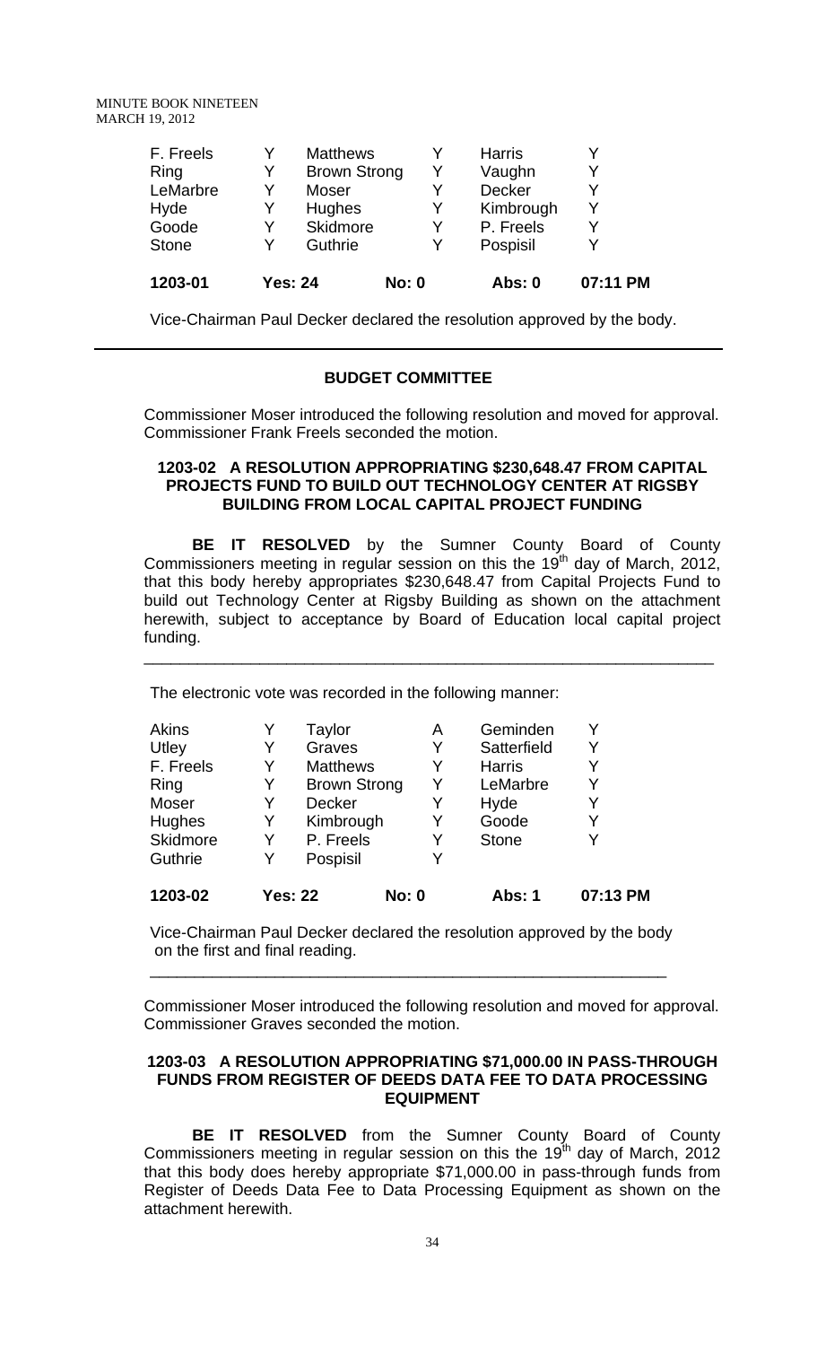| | | | | | |
|---|---|---|---|---|---|
| F. Freels | Y | Matthews | Y | Harris | Y |
| Ring | Y | Brown Strong | Y | Vaughn | Y |
| LeMarbre | Y | Moser | Y | Decker | Y |
| Hyde | Y | Hughes | Y | Kimbrough | Y |
| Goode | Y | Skidmore | Y | P. Freels | Y |
| Stone | Y | Guthrie | Y | Pospisil | Y |
| **1203-01** | **Yes: 24** | | **No: 0** | **Abs: 0** | **07:11 PM** |

Vice-Chairman Paul Decker declared the resolution approved by the body.

---

## BUDGET COMMITTEE

Commissioner Moser introduced the following resolution and moved for approval. Commissioner Frank Freels seconded the motion.

### 1203-02 A RESOLUTION APPROPRIATING $230,648.47 FROM CAPITAL PROJECTS FUND TO BUILD OUT TECHNOLOGY CENTER AT RIGSBY BUILDING FROM LOCAL CAPITAL PROJECT FUNDING

**BE IT RESOLVED** by the Sumner County Board of County Commissioners meeting in regular session on this the 19th day of March, 2012, that this body hereby appropriates $230,648.47 from Capital Projects Fund to build out Technology Center at Rigsby Building as shown on the attachment herewith, subject to acceptance by Board of Education local capital project funding.

---

The electronic vote was recorded in the following manner:

| | | | | | |
|---|---|---|---|---|---|
| Akins | Y | Taylor | A | Geminden | Y |
| Utley | Y | Graves | Y | Satterfield | Y |
| F. Freels | Y | Matthews | Y | Harris | Y |
| Ring | Y | Brown Strong | Y | LeMarbre | Y |
| Moser | Y | Decker | Y | Hyde | Y |
| Hughes | Y | Kimbrough | Y | Goode | Y |
| Skidmore | Y | P. Freels | Y | Stone | Y |
| Guthrie | Y | Pospisil | Y | | |
| **1203-02** | **Yes: 22** | | **No: 0** | **Abs: 1** | **07:13 PM** |

Vice-Chairman Paul Decker declared the resolution approved by the body on the first and final reading.

---

Commissioner Moser introduced the following resolution and moved for approval. Commissioner Graves seconded the motion.

### 1203-03 A RESOLUTION APPROPRIATING $71,000.00 IN PASS-THROUGH FUNDS FROM REGISTER OF DEEDS DATA FEE TO DATA PROCESSING EQUIPMENT

**BE IT RESOLVED** from the Sumner County Board of County Commissioners meeting in regular session on this the 19th day of March, 2012 that this body does hereby appropriate $71,000.00 in pass-through funds from Register of Deeds Data Fee to Data Processing Equipment as shown on the attachment herewith.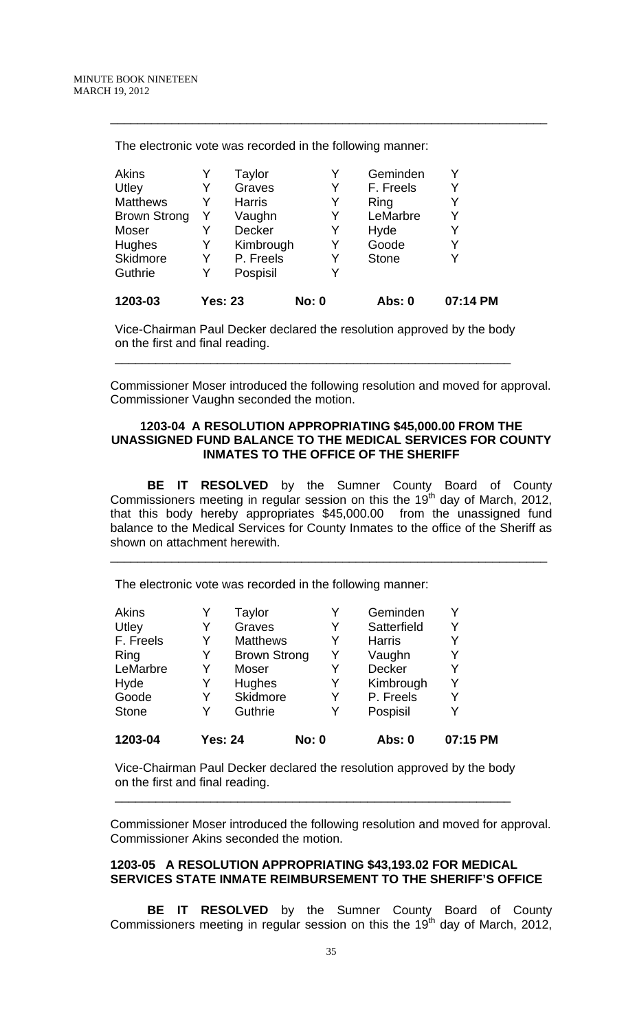---

The electronic vote was recorded in the following manner:

| | | | | | |
|---|---|---|---|---|---|
| Akins | Y | Taylor | Y | Geminden | Y |
| Utley | Y | Graves | Y | F. Freels | Y |
| Matthews | Y | Harris | Y | Ring | Y |
| Brown Strong | Y | Vaughn | Y | LeMarbre | Y |
| Moser | Y | Decker | Y | Hyde | Y |
| Hughes | Y | Kimbrough | Y | Goode | Y |
| Skidmore | Y | P. Freels | Y | Stone | Y |
| Guthrie | Y | Pospisil | Y | | |
| **1203-03** | **Yes: 23** | | **No: 0** | **Abs: 0** | **07:14 PM** |

Vice-Chairman Paul Decker declared the resolution approved by the body on the first and final reading.

---

Commissioner Moser introduced the following resolution and moved for approval. Commissioner Vaughn seconded the motion.

**1203-04 A RESOLUTION APPROPRIATING $45,000.00 FROM THE UNASSIGNED FUND BALANCE TO THE MEDICAL SERVICES FOR COUNTY INMATES TO THE OFFICE OF THE SHERIFF**

**BE IT RESOLVED** by the Sumner County Board of County Commissioners meeting in regular session on this the 19th day of March, 2012, that this body hereby appropriates $45,000.00 from the unassigned fund balance to the Medical Services for County Inmates to the office of the Sheriff as shown on attachment herewith.

---

The electronic vote was recorded in the following manner:

| | | | | | |
|---|---|---|---|---|---|
| Akins | Y | Taylor | Y | Geminden | Y |
| Utley | Y | Graves | Y | Satterfield | Y |
| F. Freels | Y | Matthews | Y | Harris | Y |
| Ring | Y | Brown Strong | Y | Vaughn | Y |
| LeMarbre | Y | Moser | Y | Decker | Y |
| Hyde | Y | Hughes | Y | Kimbrough | Y |
| Goode | Y | Skidmore | Y | P. Freels | Y |
| Stone | Y | Guthrie | Y | Pospisil | Y |
| **1203-04** | **Yes: 24** | | **No: 0** | **Abs: 0** | **07:15 PM** |

Vice-Chairman Paul Decker declared the resolution approved by the body on the first and final reading.

---

Commissioner Moser introduced the following resolution and moved for approval. Commissioner Akins seconded the motion.

**1203-05 A RESOLUTION APPROPRIATING $43,193.02 FOR MEDICAL SERVICES STATE INMATE REIMBURSEMENT TO THE SHERIFF'S OFFICE**

**BE IT RESOLVED** by the Sumner County Board of County Commissioners meeting in regular session on this the 19th day of March, 2012,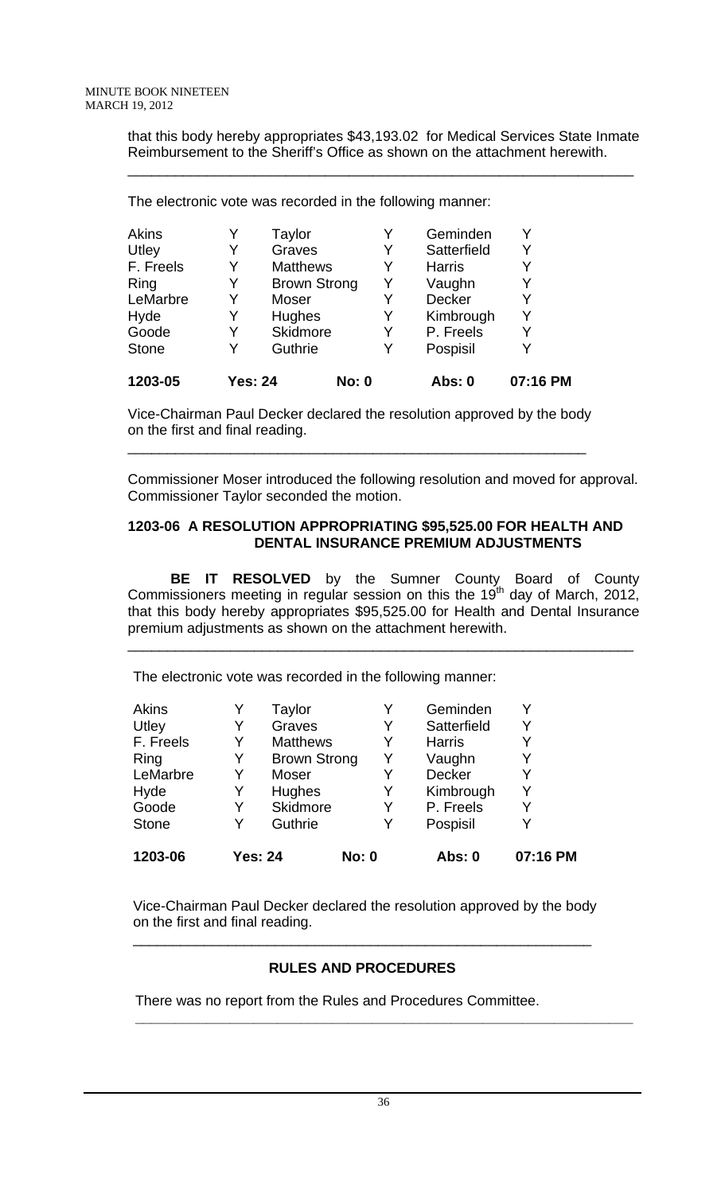that this body hereby appropriates $43,193.02 for Medical Services State Inmate Reimbursement to the Sheriff's Office as shown on the attachment herewith.

---

The electronic vote was recorded in the following manner:

| | | | | | |
|---|---|---|---|---|---|
| Akins | Y | Taylor | Y | Geminden | Y |
| Utley | Y | Graves | Y | Satterfield | Y |
| F. Freels | Y | Matthews | Y | Harris | Y |
| Ring | Y | Brown Strong | Y | Vaughn | Y |
| LeMarbre | Y | Moser | Y | Decker | Y |
| Hyde | Y | Hughes | Y | Kimbrough | Y |
| Goode | Y | Skidmore | Y | P. Freels | Y |
| Stone | Y | Guthrie | Y | Pospisil | Y |
| **1203-05** | **Yes: 24** | | **No: 0** | **Abs: 0** | **07:16 PM** |

Vice-Chairman Paul Decker declared the resolution approved by the body on the first and final reading.

---

Commissioner Moser introduced the following resolution and moved for approval. Commissioner Taylor seconded the motion.

**1203-06 A RESOLUTION APPROPRIATING $95,525.00 FOR HEALTH AND DENTAL INSURANCE PREMIUM ADJUSTMENTS**

**BE IT RESOLVED** by the Sumner County Board of County Commissioners meeting in regular session on this the 19th day of March, 2012, that this body hereby appropriates $95,525.00 for Health and Dental Insurance premium adjustments as shown on the attachment herewith.

---

The electronic vote was recorded in the following manner:

| | | | | | |
|---|---|---|---|---|---|
| Akins | Y | Taylor | Y | Geminden | Y |
| Utley | Y | Graves | Y | Satterfield | Y |
| F. Freels | Y | Matthews | Y | Harris | Y |
| Ring | Y | Brown Strong | Y | Vaughn | Y |
| LeMarbre | Y | Moser | Y | Decker | Y |
| Hyde | Y | Hughes | Y | Kimbrough | Y |
| Goode | Y | Skidmore | Y | P. Freels | Y |
| Stone | Y | Guthrie | Y | Pospisil | Y |
| **1203-06** | **Yes: 24** | | **No: 0** | **Abs: 0** | **07:16 PM** |

Vice-Chairman Paul Decker declared the resolution approved by the body on the first and final reading.

---

**RULES AND PROCEDURES**

There was no report from the Rules and Procedures Committee.

---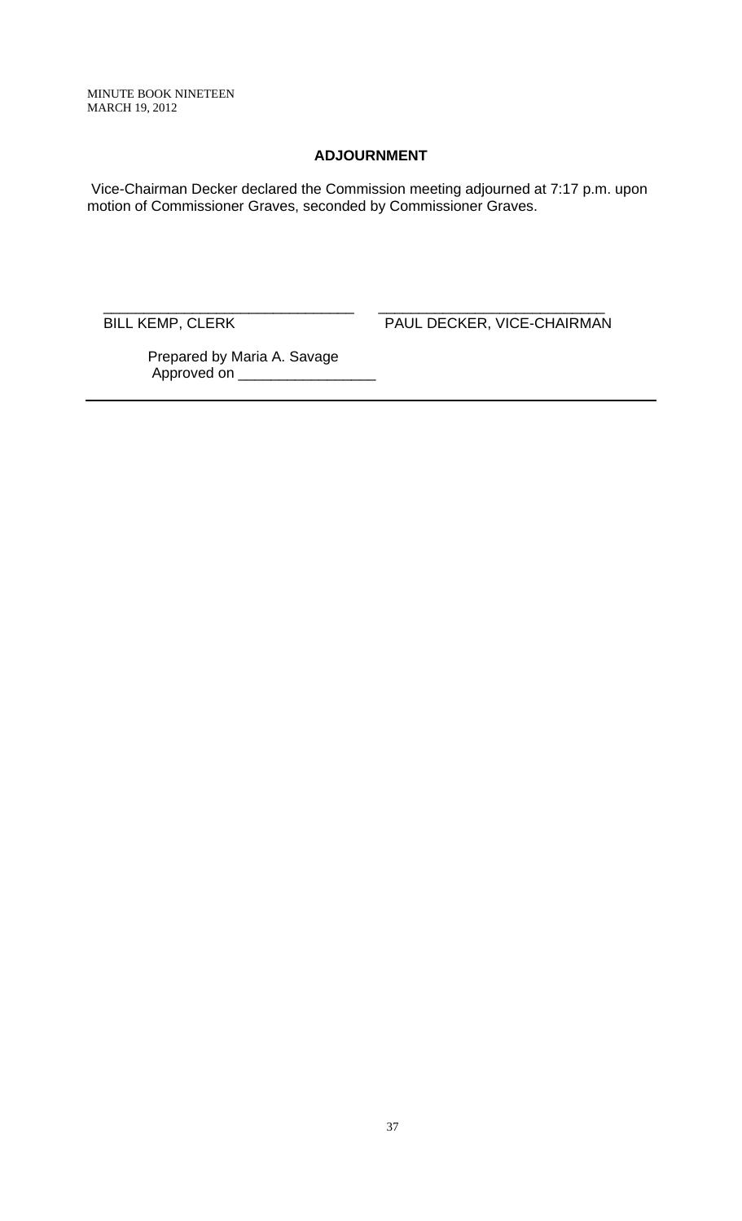## ADJOURNMENT

Vice-Chairman Decker declared the Commission meeting adjourned at 7:17 p.m. upon motion of Commissioner Graves, seconded by Commissioner Graves.

| | |
|---|---|
| _______________________________ | _____________________________ |
| BILL KEMP, CLERK | PAUL DECKER, VICE-CHAIRMAN |

Prepared by Maria A. Savage
Approved on _________________